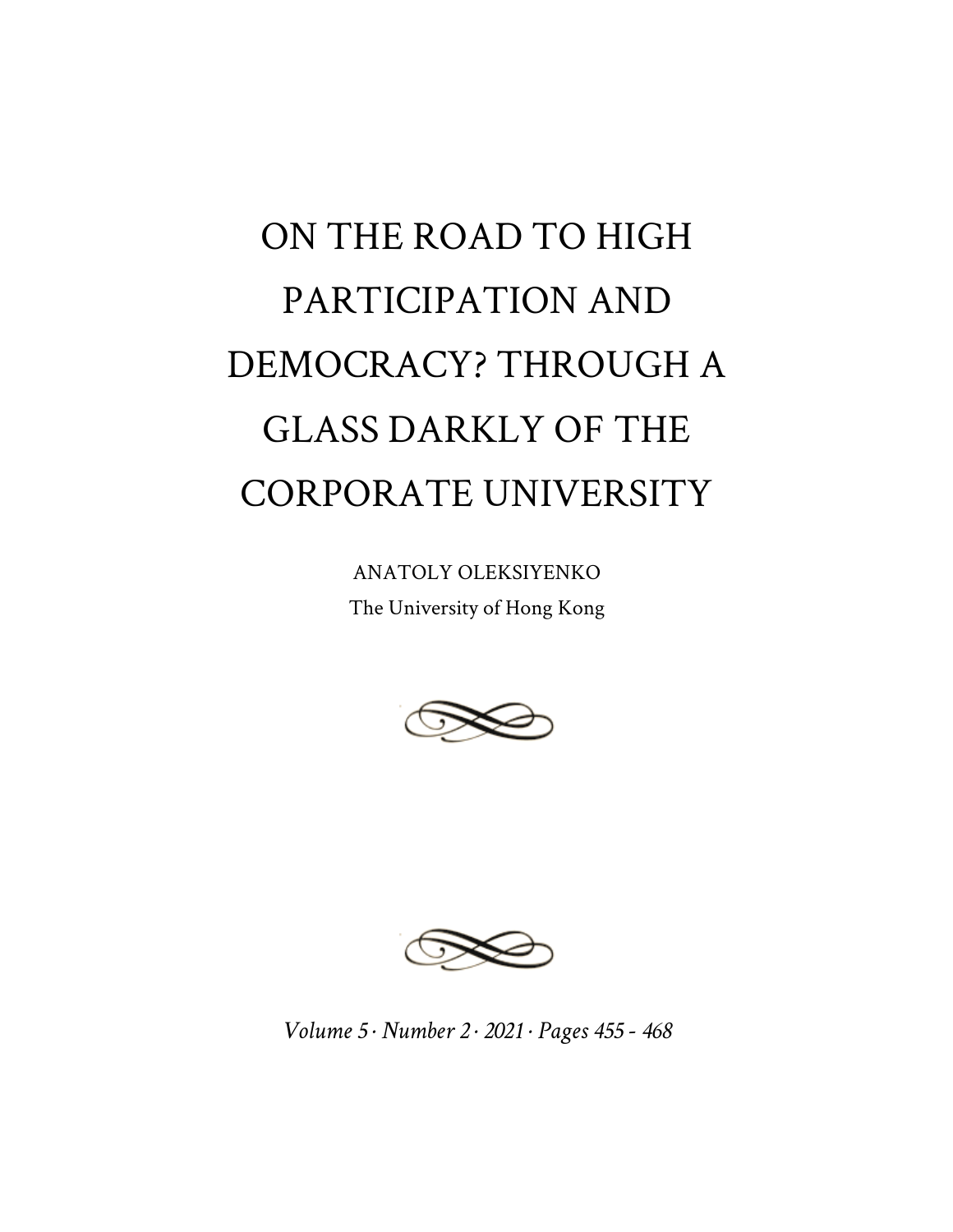# ON THE ROAD TO HIGH PARTICIPATION AND DEMOCRACY? THROUGH A GLASS DARKLY OF THE CORPORATE UNIVERSITY

ANATOLY OLEKSIYENKO

The University of Hong Kong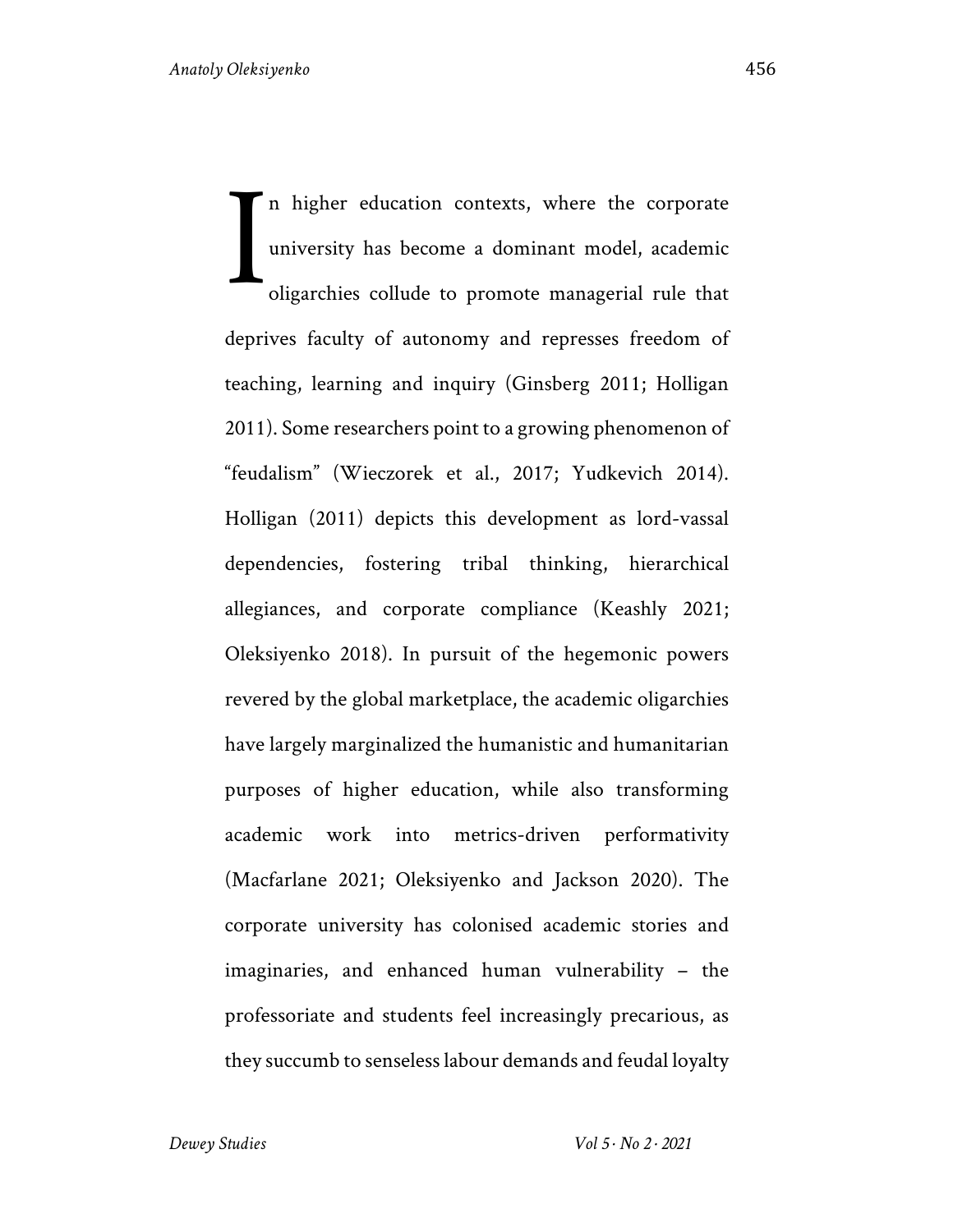In higher education contexts, where the corporate university has become a dominant model, academic oligarchies collude to promote managerial rule that deprives faculty of autonomy and represses freedom of teaching, learning and inquiry (Ginsberg 2011; Holligan 2011). Some researchers point to a growing phenomenon of "feudalism" (Wieczorek et al., 2017; Yudkevich 2014). Holligan (2011) depicts this development as lord-vassal dependencies, fostering tribal thinking, hierarchical allegiances, and corporate compliance (Keashly 2021; Oleksiyenko 2018). In pursuit of the hegemonic powers revered by the global marketplace, the academic oligarchies have largely marginalized the humanistic and humanitarian purposes of higher education, while also transforming academic work into metrics-driven performativity (Macfarlane 2021; Oleksiyenko and Jackson 2020). The corporate university has colonised academic stories and imaginaries, and enhanced human vulnerability – the professoriate and students feel increasingly precarious, as they succumb to senseless labour demands and feudal loyalty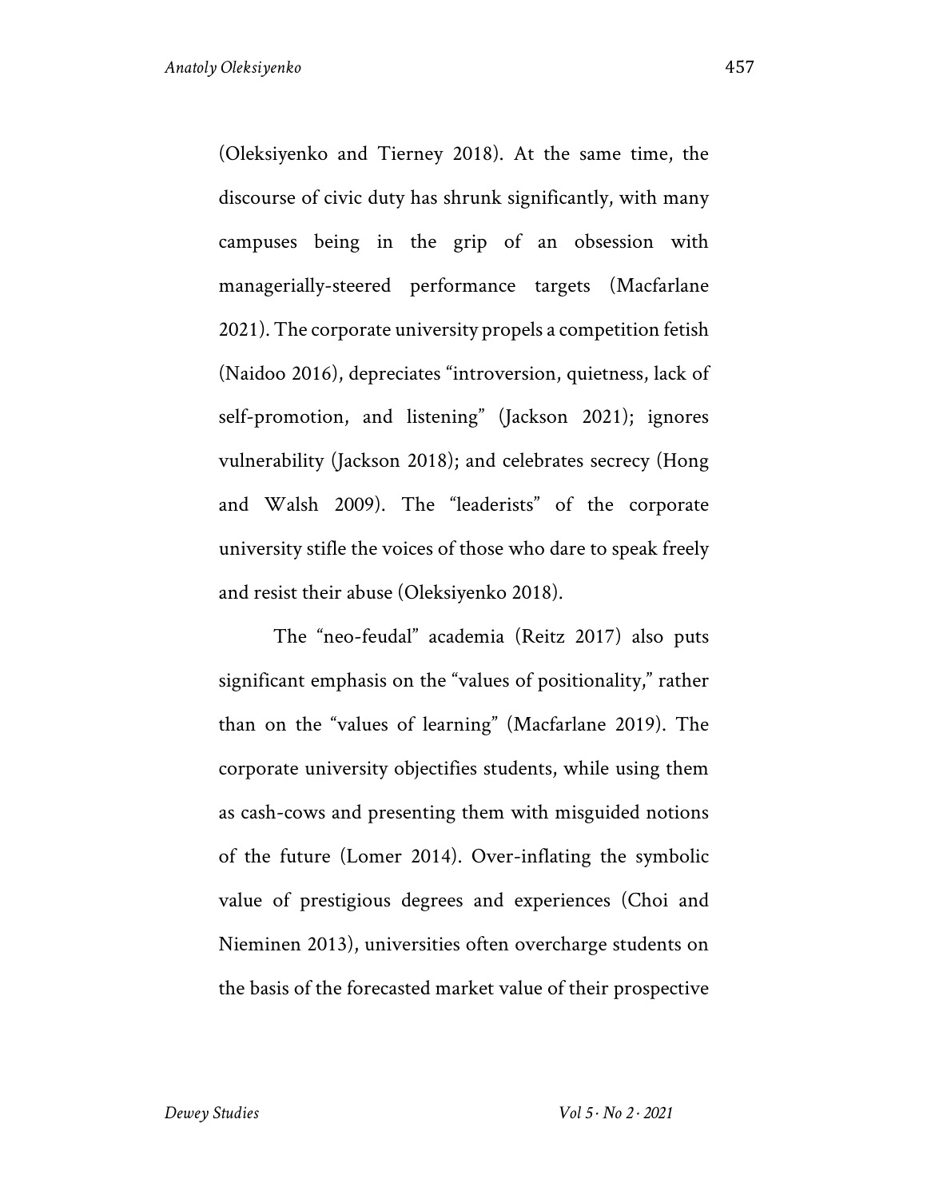(Oleksiyenko and Tierney 2018). At the same time, the discourse of civic duty has shrunk significantly, with many campuses being in the grip of an obsession with managerially-steered performance targets (Macfarlane 2021). The corporate university propels a competition fetish (Naidoo 2016), depreciates "introversion, quietness, lack of self-promotion, and listening" (Jackson 2021); ignores vulnerability (Jackson 2018); and celebrates secrecy (Hong and Walsh 2009). The "leaderists" of the corporate university stifle the voices of those who dare to speak freely and resist their abuse (Oleksiyenko 2018).

The "neo-feudal" academia (Reitz 2017) also puts significant emphasis on the "values of positionality," rather than on the "values of learning" (Macfarlane 2019). The corporate university objectifies students, while using them as cash-cows and presenting them with misguided notions of the future (Lomer 2014). Over-inflating the symbolic value of prestigious degrees and experiences (Choi and Nieminen 2013), universities often overcharge students on the basis of the forecasted market value of their prospective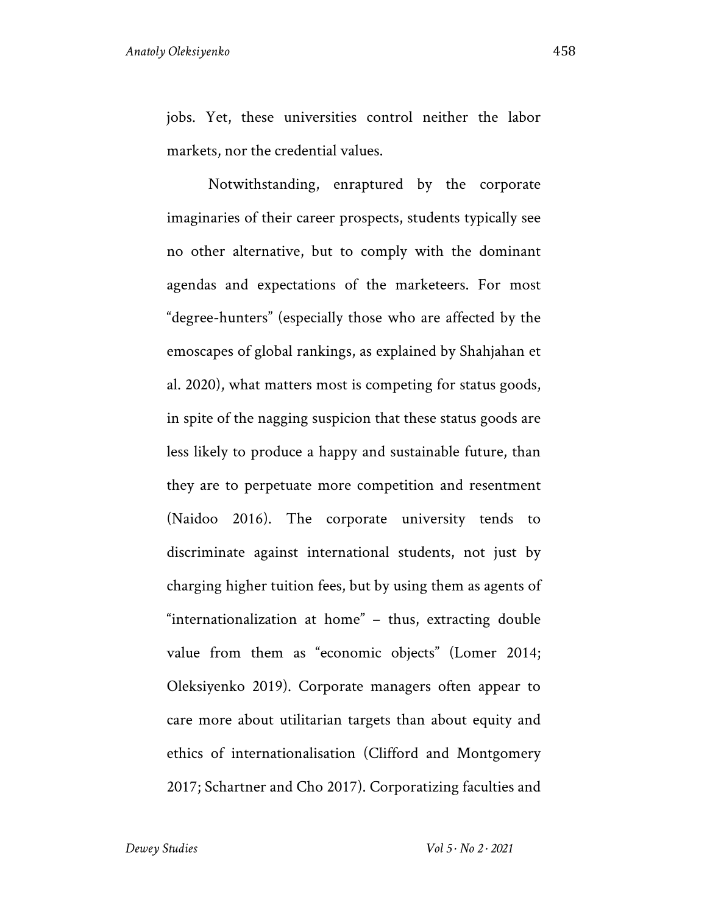jobs. Yet, these universities control neither the labor markets, nor the credential values.

Notwithstanding, enraptured by the corporate imaginaries of their career prospects, students typically see no other alternative, but to comply with the dominant agendas and expectations of the marketeers. For most "degree-hunters" (especially those who are affected by the emoscapes of global rankings, as explained by Shahjahan et al. 2020), what matters most is competing for status goods, in spite of the nagging suspicion that these status goods are less likely to produce a happy and sustainable future, than they are to perpetuate more competition and resentment (Naidoo 2016). The corporate university tends to discriminate against international students, not just by charging higher tuition fees, but by using them as agents of "internationalization at home" – thus, extracting double value from them as "economic objects" (Lomer 2014; Oleksiyenko 2019). Corporate managers often appear to care more about utilitarian targets than about equity and ethics of internationalisation (Clifford and Montgomery 2017; Schartner and Cho 2017). Corporatizing faculties and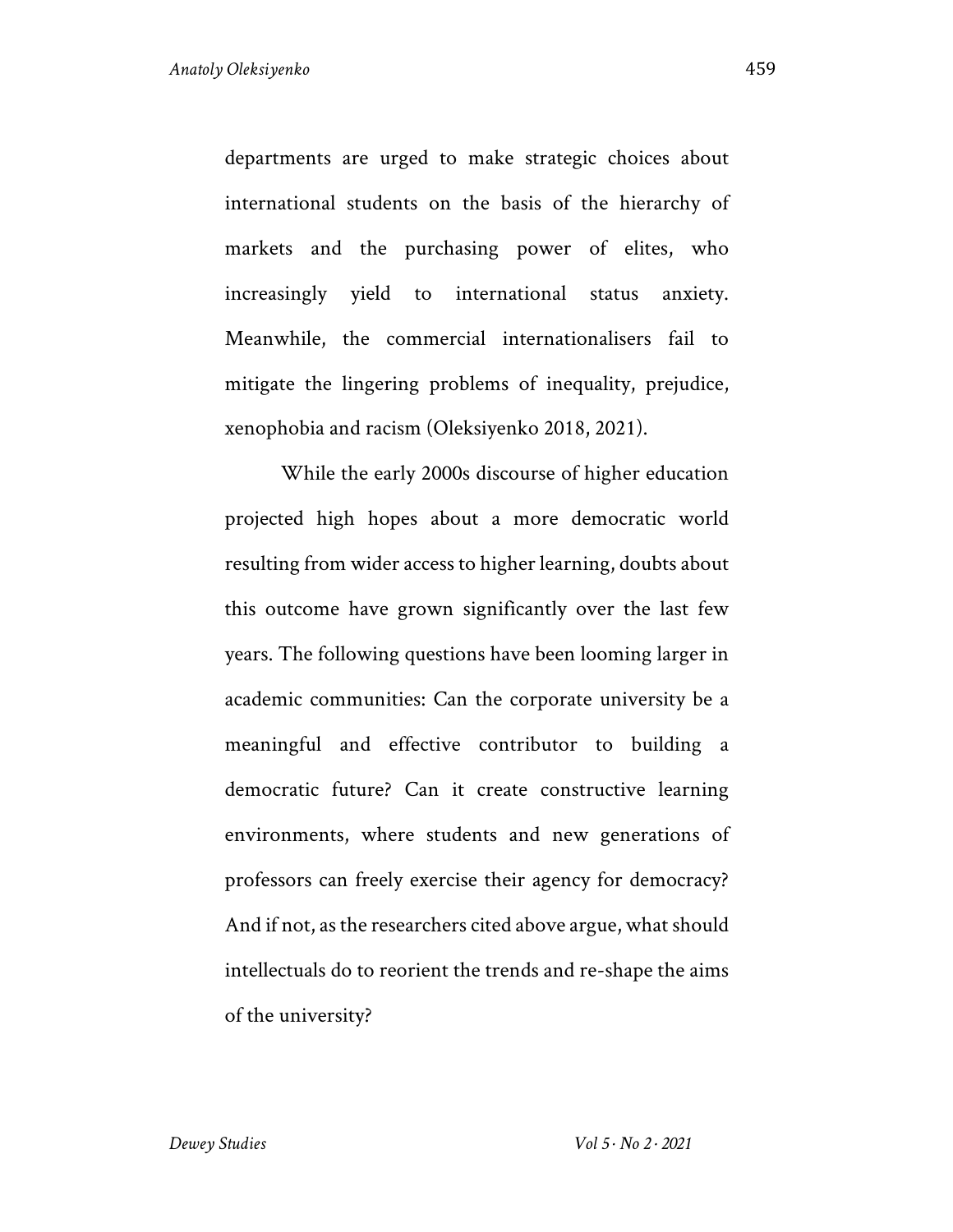departments are urged to make strategic choices about international students on the basis of the hierarchy of markets and the purchasing power of elites, who increasingly yield to international status anxiety. Meanwhile, the commercial internationalisers fail to mitigate the lingering problems of inequality, prejudice, xenophobia and racism (Oleksiyenko 2018, 2021).

While the early 2000s discourse of higher education projected high hopes about a more democratic world resulting from wider access to higher learning, doubts about this outcome have grown significantly over the last few years. The following questions have been looming larger in academic communities: Can the corporate university be a meaningful and effective contributor to building a democratic future? Can it create constructive learning environments, where students and new generations of professors can freely exercise their agency for democracy? And if not, as the researchers cited above argue, what should intellectuals do to reorient the trends and re-shape the aims of the university?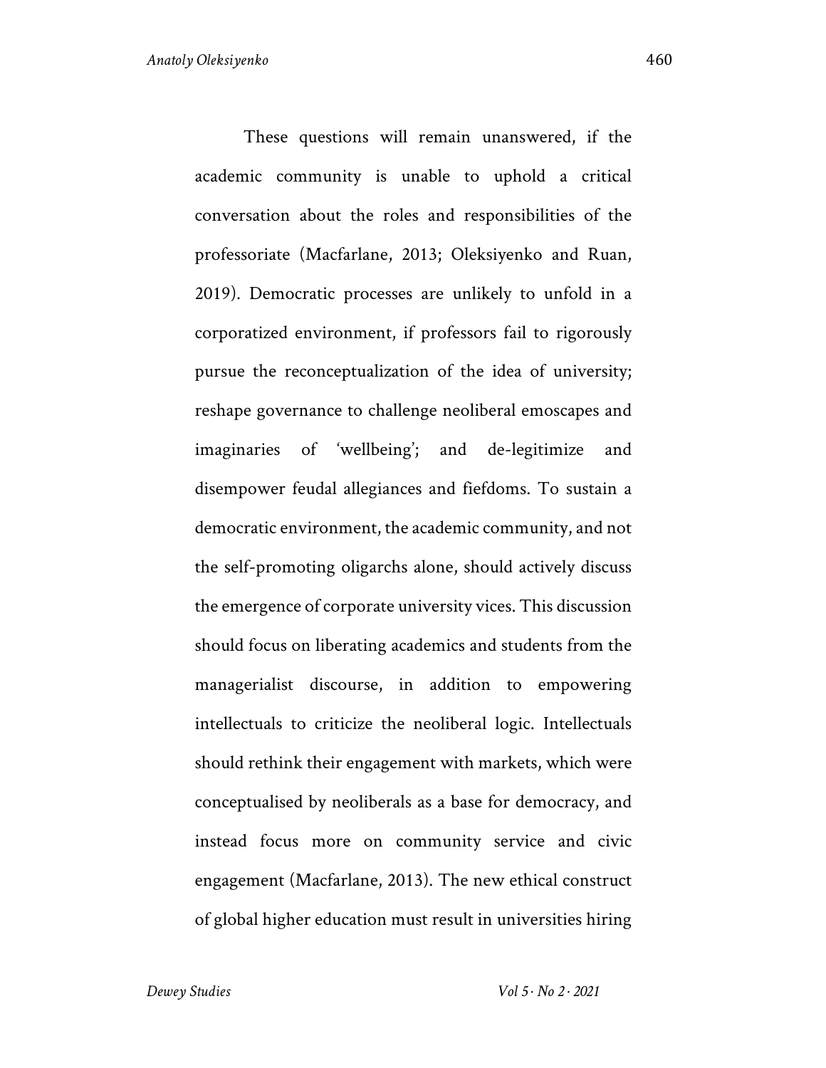These questions will remain unanswered, if the academic community is unable to uphold a critical conversation about the roles and responsibilities of the professoriate (Macfarlane, 2013; Oleksiyenko and Ruan, 2019). Democratic processes are unlikely to unfold in a corporatized environment, if professors fail to rigorously pursue the reconceptualization of the idea of university; reshape governance to challenge neoliberal emoscapes and imaginaries of 'wellbeing'; and de-legitimize and disempower feudal allegiances and fiefdoms. To sustain a democratic environment, the academic community, and not the self-promoting oligarchs alone, should actively discuss the emergence of corporate university vices. This discussion should focus on liberating academics and students from the managerialist discourse, in addition to empowering intellectuals to criticize the neoliberal logic. Intellectuals should rethink their engagement with markets, which were conceptualised by neoliberals as a base for democracy, and instead focus more on community service and civic engagement (Macfarlane, 2013). The new ethical construct of global higher education must result in universities hiring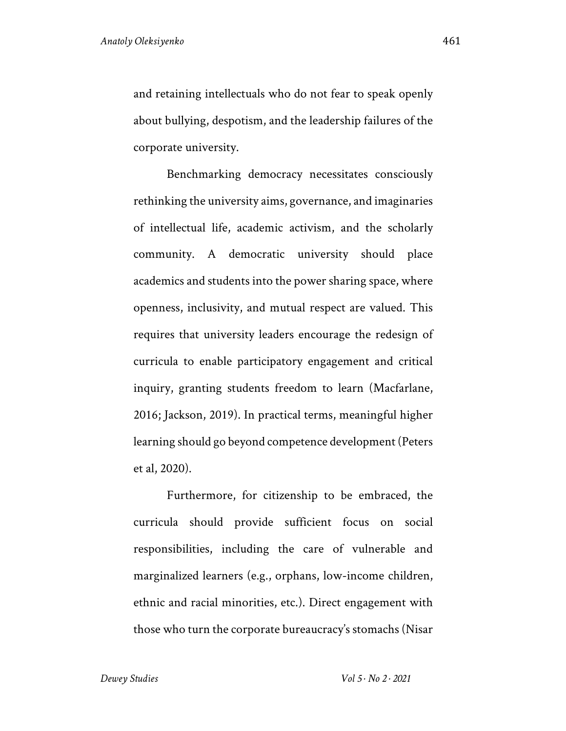and retaining intellectuals who do not fear to speak openly about bullying, despotism, and the leadership failures of the corporate university.

Benchmarking democracy necessitates consciously rethinking the university aims, governance, and imaginaries of intellectual life, academic activism, and the scholarly community. A democratic university should place academics and students into the power sharing space, where openness, inclusivity, and mutual respect are valued. This requires that university leaders encourage the redesign of curricula to enable participatory engagement and critical inquiry, granting students freedom to learn (Macfarlane, 2016; Jackson, 2019). In practical terms, meaningful higher learning should go beyond competence development (Peters et al, 2020).

Furthermore, for citizenship to be embraced, the curricula should provide sufficient focus on social responsibilities, including the care of vulnerable and marginalized learners (e.g., orphans, low-income children, ethnic and racial minorities, etc.). Direct engagement with those who turn the corporate bureaucracy's stomachs (Nisar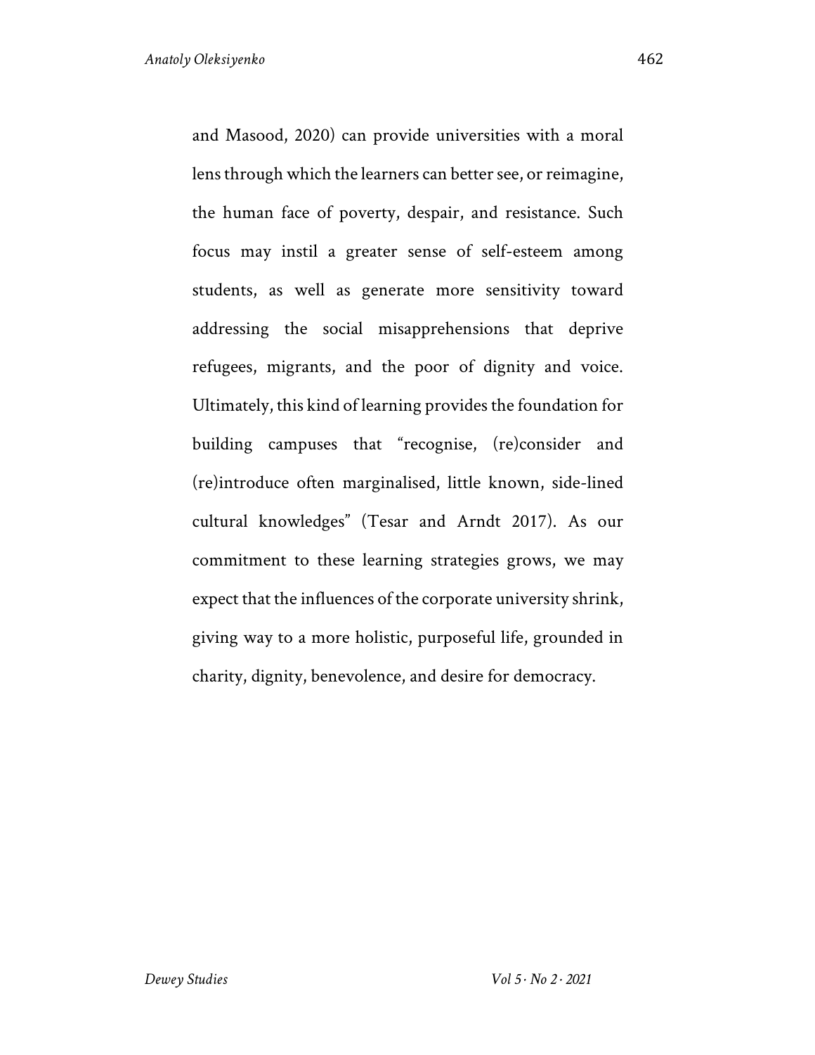and Masood, 2020) can provide universities with a moral lens through which the learners can better see, or reimagine, the human face of poverty, despair, and resistance. Such focus may instil a greater sense of self-esteem among students, as well as generate more sensitivity toward addressing the social misapprehensions that deprive refugees, migrants, and the poor of dignity and voice. Ultimately, this kind of learning provides the foundation for building campuses that "recognise, (re)consider and (re)introduce often marginalised, little known, side-lined cultural knowledges" (Tesar and Arndt 2017). As our commitment to these learning strategies grows, we may expect that the influences of the corporate university shrink, giving way to a more holistic, purposeful life, grounded in charity, dignity, benevolence, and desire for democracy.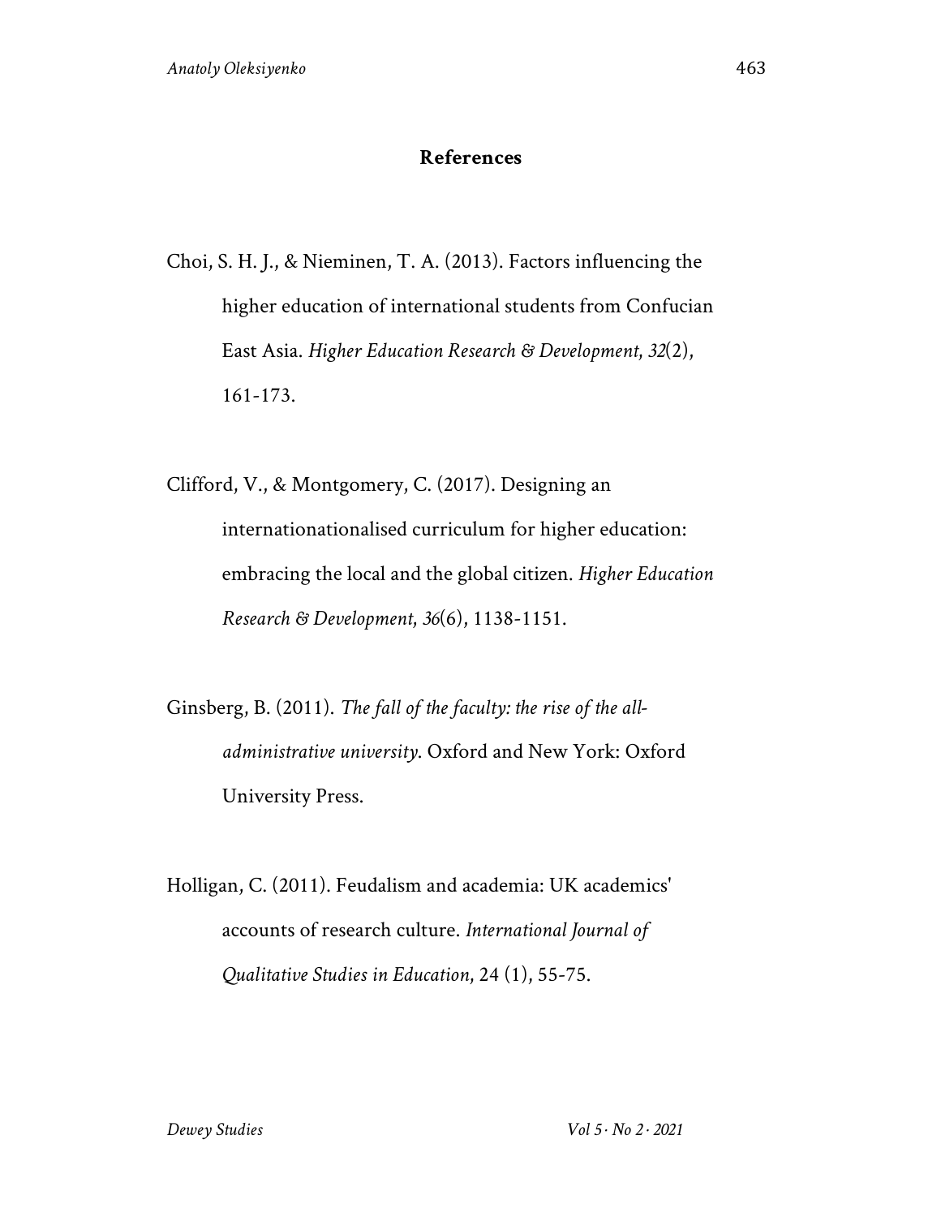## References

Choi, S. H. J., & Nieminen, T. A. (2013). Factors influencing the higher education of international students from Confucian East Asia. *Higher Education Research & Development, 32*(2), 161-173.

Clifford, V., & Montgomery, C. (2017). Designing an internationationalised curriculum for higher education: embracing the local and the global citizen. *Higher Education Research & Development, 36*(6), 1138-1151.

Ginsberg, B. (2011). *The fall of the faculty: the rise of the all-administrative university*. Oxford and New York: Oxford University Press.

Holligan, C. (2011). Feudalism and academia: UK academics' accounts of research culture. *International Journal of Qualitative Studies in Education*, 24 (1), 55-75.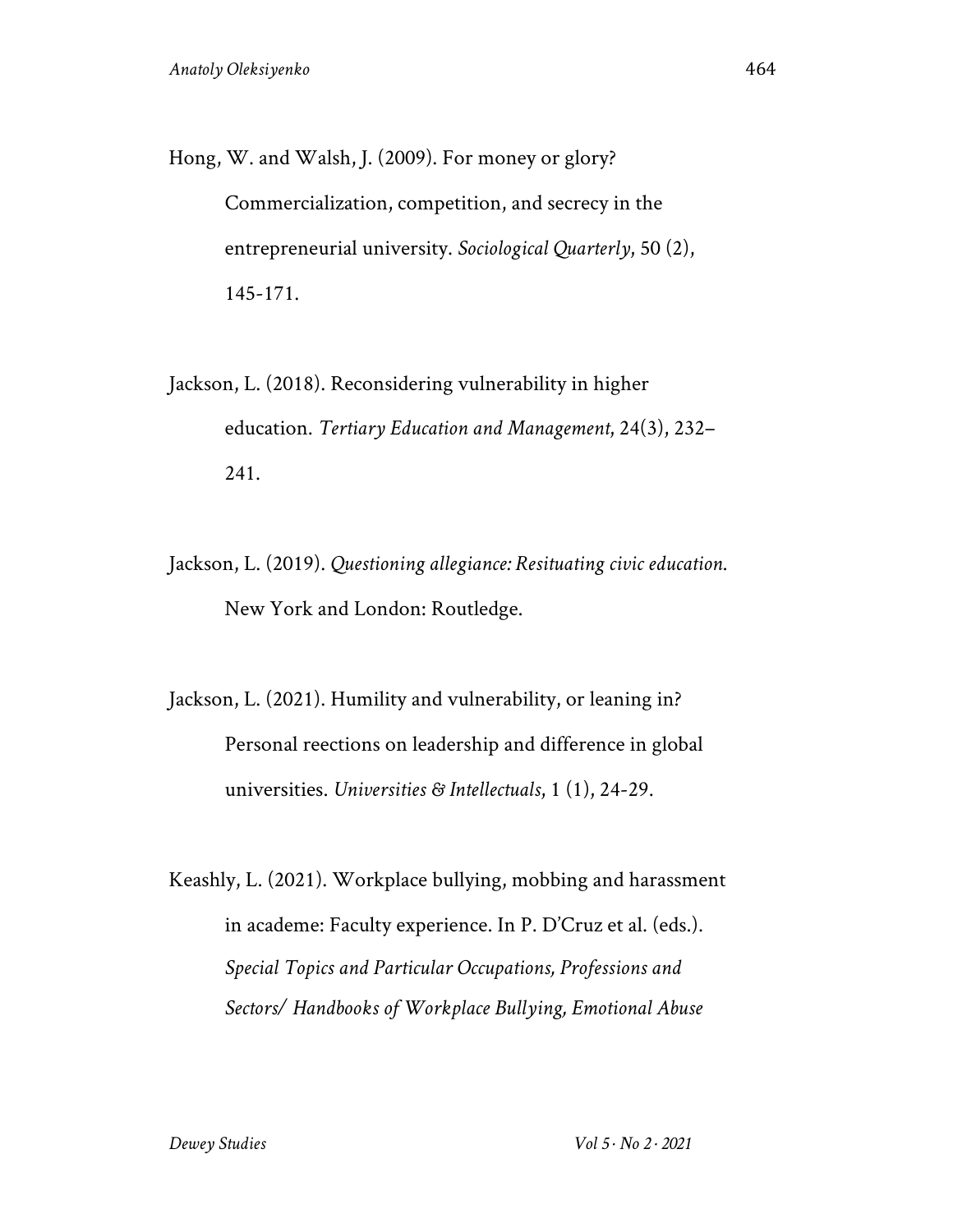Hong, W. and Walsh, J. (2009). For money or glory? Commercialization, competition, and secrecy in the entrepreneurial university. *Sociological Quarterly*, 50 (2), 145-171.

Jackson, L. (2018). Reconsidering vulnerability in higher education. *Tertiary Education and Management*, 24(3), 232–241.

Jackson, L. (2019). *Questioning allegiance: Resituating civic education*. New York and London: Routledge.

Jackson, L. (2021). Humility and vulnerability, or leaning in? Personal reections on leadership and difference in global universities. *Universities & Intellectuals*, 1 (1), 24-29.

Keashly, L. (2021). Workplace bullying, mobbing and harassment in academe: Faculty experience. In P. D'Cruz et al. (eds.). *Special Topics and Particular Occupations, Professions and Sectors/ Handbooks of Workplace Bullying, Emotional Abuse*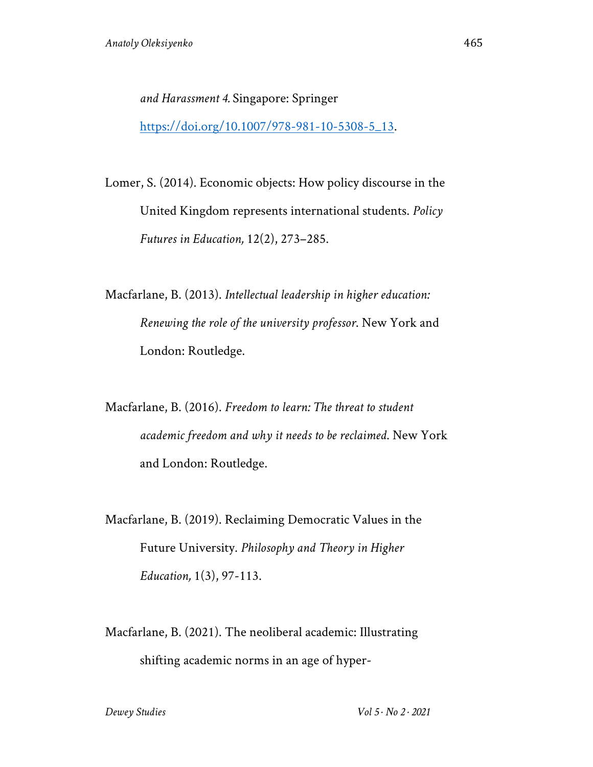*and Harassment 4.* Singapore: Springer https://doi.org/10.1007/978-981-10-5308-5_13.

Lomer, S. (2014). Economic objects: How policy discourse in the United Kingdom represents international students. *Policy Futures in Education,* 12(2), 273–285.

Macfarlane, B. (2013). *Intellectual leadership in higher education: Renewing the role of the university professor*. New York and London: Routledge.

Macfarlane, B. (2016). *Freedom to learn: The threat to student academic freedom and why it needs to be reclaimed*. New York and London: Routledge.

Macfarlane, B. (2019). Reclaiming Democratic Values in the Future University. *Philosophy and Theory in Higher Education,* 1(3), 97-113.

Macfarlane, B. (2021). The neoliberal academic: Illustrating shifting academic norms in an age of hyper-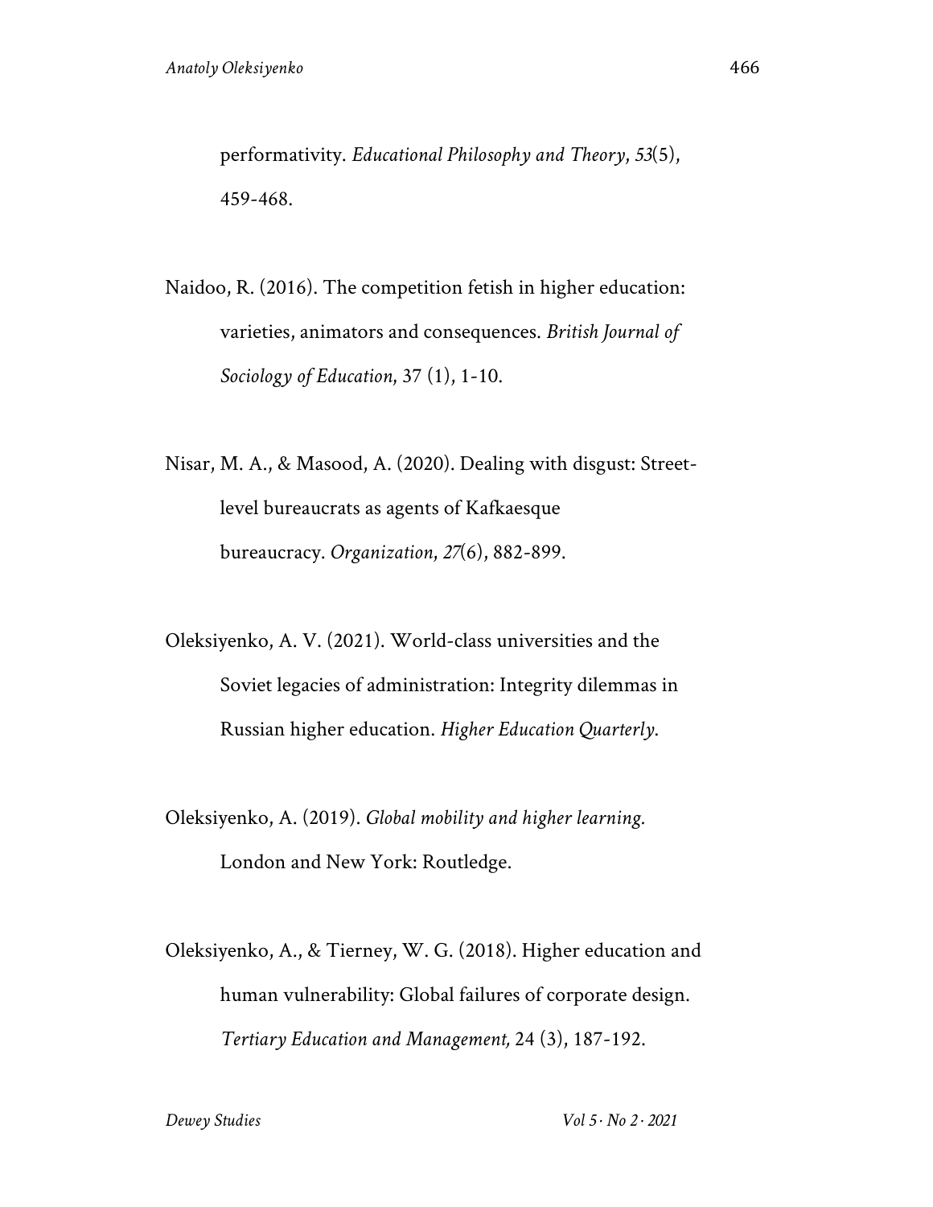performativity. *Educational Philosophy and Theory*, *53*(5), 459-468.

Naidoo, R. (2016). The competition fetish in higher education: varieties, animators and consequences. *British Journal of Sociology of Education*, 37 (1), 1-10.

Nisar, M. A., & Masood, A. (2020). Dealing with disgust: Street-level bureaucrats as agents of Kafkaesque bureaucracy. *Organization*, *27*(6), 882-899.

Oleksiyenko, A. V. (2021). World-class universities and the Soviet legacies of administration: Integrity dilemmas in Russian higher education. *Higher Education Quarterly*.

Oleksiyenko, A. (2019). *Global mobility and higher learning.* London and New York: Routledge.

Oleksiyenko, A., & Tierney, W. G. (2018). Higher education and human vulnerability: Global failures of corporate design. *Tertiary Education and Management,* 24 (3), 187-192.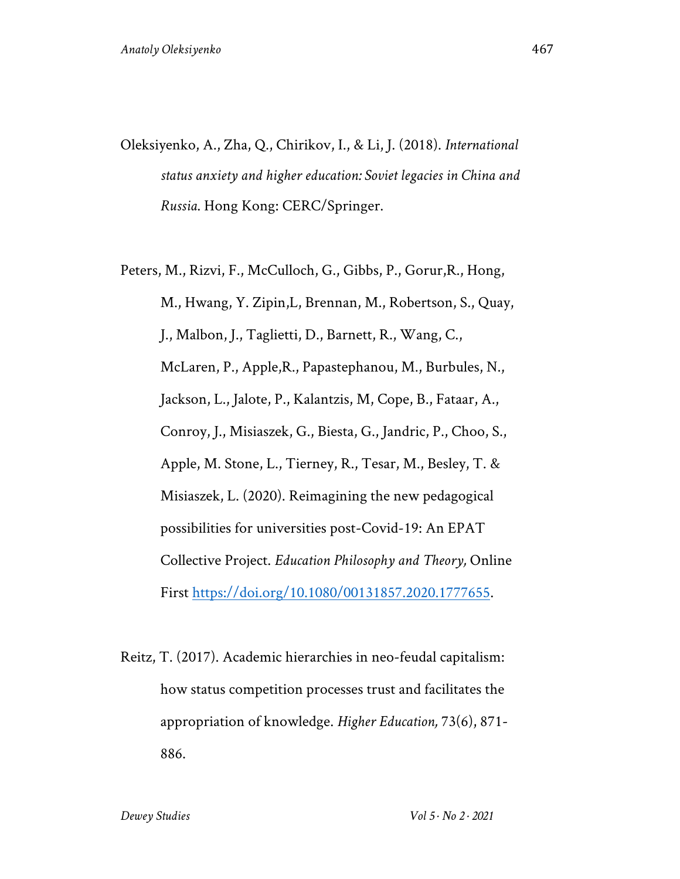Oleksiyenko, A., Zha, Q., Chirikov, I., & Li, J. (2018). *International status anxiety and higher education: Soviet legacies in China and Russia*. Hong Kong: CERC/Springer.

Peters, M., Rizvi, F., McCulloch, G., Gibbs, P., Gorur,R., Hong, M., Hwang, Y. Zipin,L, Brennan, M., Robertson, S., Quay, J., Malbon, J., Taglietti, D., Barnett, R., Wang, C., McLaren, P., Apple,R., Papastephanou, M., Burbules, N., Jackson, L., Jalote, P., Kalantzis, M, Cope, B., Fataar, A., Conroy, J., Misiaszek, G., Biesta, G., Jandric, P., Choo, S., Apple, M. Stone, L., Tierney, R., Tesar, M., Besley, T. & Misiaszek, L. (2020). Reimagining the new pedagogical possibilities for universities post-Covid-19: An EPAT Collective Project. *Education Philosophy and Theory,* Online First https://doi.org/10.1080/00131857.2020.1777655.

Reitz, T. (2017). Academic hierarchies in neo-feudal capitalism: how status competition processes trust and facilitates the appropriation of knowledge. *Higher Education,* 73(6), 871-886.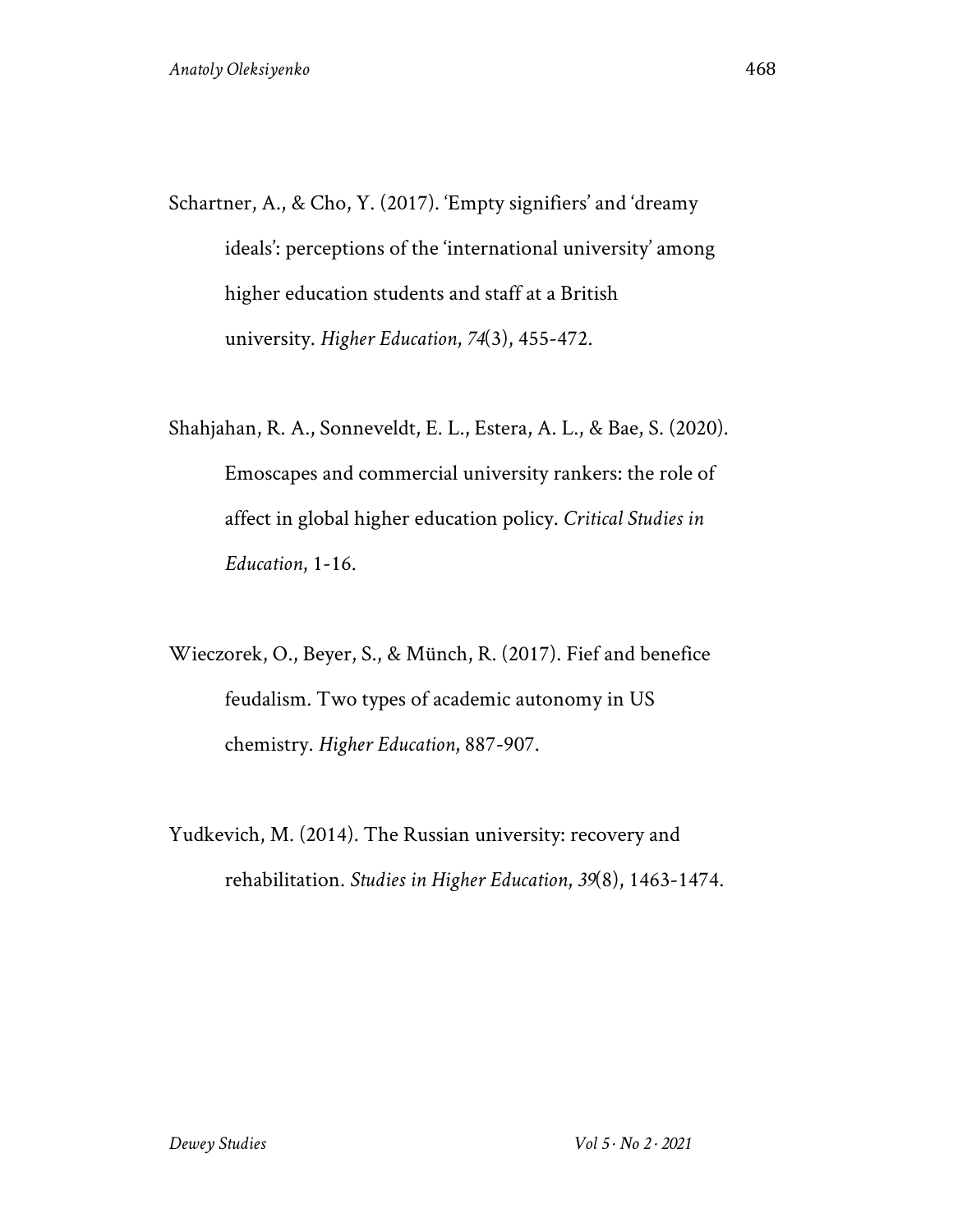Schartner, A., & Cho, Y. (2017). 'Empty signifiers' and 'dreamy ideals': perceptions of the 'international university' among higher education students and staff at a British university. *Higher Education*, *74*(3), 455-472.

Shahjahan, R. A., Sonneveldt, E. L., Estera, A. L., & Bae, S. (2020). Emoscapes and commercial university rankers: the role of affect in global higher education policy. *Critical Studies in Education*, 1-16.

Wieczorek, O., Beyer, S., & Münch, R. (2017). Fief and benefice feudalism. Two types of academic autonomy in US chemistry. *Higher Education*, 887-907.

Yudkevich, M. (2014). The Russian university: recovery and rehabilitation. *Studies in Higher Education*, *39*(8), 1463-1474.